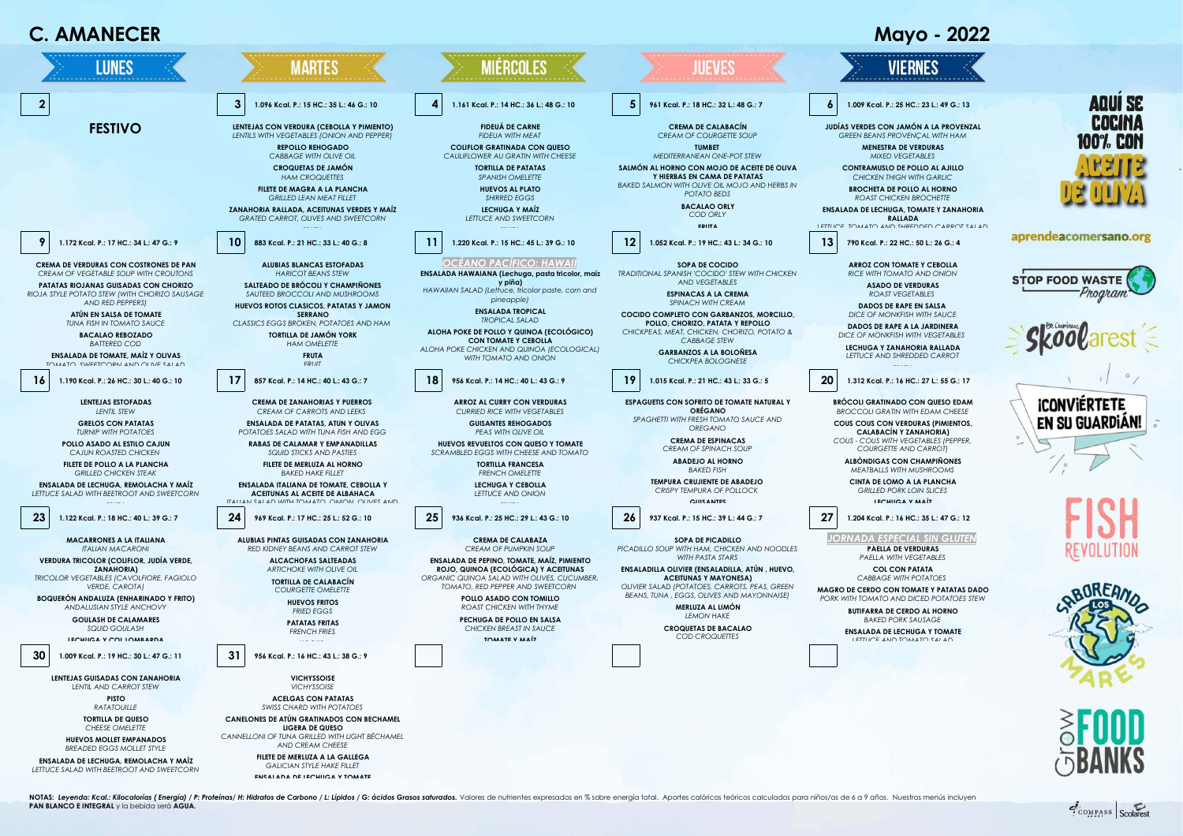# C. AMANECER

## Mayo - 2022

| LUNES | MARTES | MIÉRCOLES | JUEVES | VIERNES |
|---|---|---|---|---|
| **2**<br><br>**FESTIVO** | **3** 1.096 Kcal. P.: 15 HC.: 35 L.: 46 G.: 10<br><br>**LENTEJAS CON VERDURA (CEBOLLA Y PIMIENTO)**<br>*LENTILS WITH VEGETABLES (ONION AND PEPPER)*<br>**REPOLLO REHOGADO**<br>*CABBAGE WITH OLIVE OIL*<br>**CROQUETAS DE JAMÓN**<br>*HAM CROQUETTES*<br>**FILETE DE MAGRA A LA PLANCHA**<br>*GRILLED LEAN MEAT FILLET*<br>**ZANAHORIA RALLADA, ACEITUNAS VERDES Y MAÍZ**<br>*GRATED CARROT, OLIVES AND SWEETCORN* | **4** 1.161 Kcal. P.: 14 HC.: 36 L.: 48 G.: 10<br><br>**FIDEUÁ DE CARNE**<br>*FIDEUA WITH MEAT*<br>**COLIFLOR GRATINADA CON QUESO**<br>*CAULIFLOWER AU GRATIN WITH CHEESE*<br>**TORTILLA DE PATATAS**<br>*SPANISH OMELETTE*<br>**HUEVOS AL PLATO**<br>*SHIRRED EGGS*<br>**LECHUGA Y MAÍZ**<br>*LETTUCE AND SWEETCORN* | **5** 961 Kcal. P.: 18 HC.: 32 L.: 48 G.: 7<br><br>**CREMA DE CALABACÍN**<br>*CREAM OF COURGETTE SOUP*<br>**TUMBET**<br>*MEDITERRANEAN ONE-POT STEW*<br>**SALMÓN AL HORNO CON MOJO DE ACEITE DE OLIVA Y HIERBAS EN CAMA DE PATATAS**<br>*BAKED SALMON WITH OLIVE OIL MOJO AND HERBS IN POTATO BEDS*<br>**BACALAO ORLY**<br>*COD ORLY*<br>**FRUTA** | **6** 1.009 Kcal. P.: 25 HC.: 23 L.: 49 G.: 13<br><br>**JUDÍAS VERDES CON JAMÓN A LA PROVENZAL**<br>*GREEN BEANS PROVENÇAL WITH HAM*<br>**MENESTRA DE VERDURAS**<br>*MIXED VEGETABLES*<br>**CONTRAMUSLO DE POLLO AL AJILLO**<br>*CHICKEN THIGH WITH GARLIC*<br>**BROCHETA DE POLLO AL HORNO**<br>*ROAST CHICKEN BROCHETTE*<br>**ENSALADA DE LECHUGA, TOMATE Y ZANAHORIA RALLADA**<br>*LETTUCE, TOMATO AND SHREDDED CARROT SALAD* |
| **9** 1.172 Kcal. P.: 17 HC.: 34 L.: 47 G.: 9<br><br>**CREMA DE VERDURAS CON COSTRONES DE PAN**<br>*CREAM OF VEGETABLE SOUP WITH CROUTONS*<br>**PATATAS RIOJANAS GUISADAS CON CHORIZO**<br>*RIOJA STYLE POTATO STEW (WITH CHORIZO SAUSAGE AND RED PEPPERS)*<br>**ATÚN EN SALSA DE TOMATE**<br>*TUNA FISH IN TOMATO SAUCE*<br>**BACALAO REBOZADO**<br>*BATTERED COD*<br>**ENSALADA DE TOMATE, MAÍZ Y OLIVAS**<br>*TOMATO, SWEETCORN AND OLIVE SALAD* | **10** 883 Kcal. P.: 21 HC.: 33 L.: 40 G.: 8<br><br>**ALUBIAS BLANCAS ESTOFADAS**<br>*HARICOT BEANS STEW*<br>**SALTEADO DE BRÓCOLI Y CHAMPIÑONES**<br>*SAUTEED BROCCOLI AND MUSHROOMS*<br>**HUEVOS ROTOS CLASICOS, PATATAS Y JAMON SERRANO**<br>*CLASSICS EGGS BROKEN, POTATOES AND HAM*<br>**TORTILLA DE JAMÓN YORK**<br>*HAM OMELETTE*<br>**FRUTA**<br>*FRUIT* | **11** 1.220 Kcal. P.: 15 HC.: 45 L.: 39 G.: 10<br><br>*OCÉANO PACÍFICO: HAWAII*<br>**ENSALADA HAWAIANA (Lechuga, pasta tricolor, maíz y piña)**<br>*HAWAIIAN SALAD (Lettuce, tricolor paste, corn and pineapple)*<br>**ENSALADA TROPICAL**<br>*TROPICAL SALAD*<br>**ALOHA POKE DE POLLO Y QUINOA (ECOLÓGICO) CON TOMATE Y CEBOLLA**<br>*ALOHA POKE CHICKEN AND QUINOA (ECOLOGICAL) WITH TOMATO AND ONION* | **12** 1.052 Kcal. P.: 19 HC.: 43 L.: 34 G.: 10<br><br>**SOPA DE COCIDO**<br>*TRADITIONAL SPANISH 'COCIDO' STEW WITH CHICKEN AND VEGETABLES*<br>**ESPINACAS A LA CREMA**<br>*SPINACH WITH CREAM*<br>**COCIDO COMPLETO CON GARBANZOS, MORCILLO, POLLO, CHORIZO, PATATA Y REPOLLO**<br>*CHICKPEAS, MEAT, CHICKEN, CHORIZO, POTATO & CABBAGE STEW*<br>**GARBANZOS A LA BOLOÑESA**<br>*CHICKPEA BOLOGNESE* | **13** 790 Kcal. P.: 22 HC.: 50 L.: 26 G.: 4<br><br>**ARROZ CON TOMATE Y CEBOLLA**<br>*RICE WITH TOMATO AND ONION*<br>**ASADO DE VERDURAS**<br>*ROAST VEGETABLES*<br>**DADOS DE RAPE EN SALSA**<br>*DICE OF MONKFISH WITH SAUCE*<br>**DADOS DE RAPE A LA JARDINERA**<br>*DICE OF MONKFISH WITH VEGETABLES*<br>**LECHUGA Y ZANAHORIA RALLADA**<br>*LETTUCE AND SHREDDED CARROT* |
| **16** 1.190 Kcal. P.: 26 HC.: 30 L.: 40 G.: 10<br><br>**LENTEJAS ESTOFADAS**<br>*LENTIL STEW*<br>**GRELOS CON PATATAS**<br>*TURNIP WITH POTATOES*<br>**POLLO ASADO AL ESTILO CAJUN**<br>*CAJUN ROASTED CHICKEN*<br>**FILETE DE POLLO A LA PLANCHA**<br>*GRILLED CHICKEN STEAK*<br>**ENSALADA DE LECHUGA, REMOLACHA Y MAÍZ**<br>*LETTUCE SALAD WITH BEETROOT AND SWEETCORN* | **17** 857 Kcal. P.: 14 HC.: 40 L.: 43 G.: 7<br><br>**CREMA DE ZANAHORIAS Y PUERROS**<br>*CREAM OF CARROTS AND LEEKS*<br>**ENSALADA DE PATATAS, ATUN Y OLIVAS**<br>*POTATOES SALAD WITH TUNA FISH AND EGG*<br>**RABAS DE CALAMAR Y EMPANADILLAS**<br>*SQUID STICKS AND PASTIES*<br>**FILETE DE MERLUZA AL HORNO**<br>*BAKED HAKE FILLET*<br>**ENSALADA ITALIANA DE TOMATE, CEBOLLA Y ACEITUNAS AL ACEITE DE ALBAHACA**<br>*ITALIAN SALAD WITH TOMATO, ONION, OLIVES AND* | **18** 956 Kcal. P.: 14 HC.: 40 L.: 43 G.: 9<br><br>**ARROZ AL CURRY CON VERDURAS**<br>*CURRIED RICE WITH VEGETABLES*<br>**GUISANTES REHOGADOS**<br>*PEAS WITH OLIVE OIL*<br>**HUEVOS REVUELTOS CON QUESO Y TOMATE**<br>*SCRAMBLED EGGS WITH CHEESE AND TOMATO*<br>**TORTILLA FRANCESA**<br>*FRENCH OMELETTE*<br>**LECHUGA Y CEBOLLA**<br>*LETTUCE AND ONION* | **19** 1.015 Kcal. P.: 21 HC.: 43 L.: 33 G.: 5<br><br>**ESPAGUETIS CON SOFRITO DE TOMATE NATURAL Y ORÉGANO**<br>*SPAGHETTI WITH FRESH TOMATO SAUCE AND OREGANO*<br>**CREMA DE ESPINACAS**<br>*CREAM OF SPINACH SOUP*<br>**ABADEJO AL HORNO**<br>*BAKED FISH*<br>**TEMPURA CRUJIENTE DE ABADEJO**<br>*CRISPY TEMPURA OF POLLOCK*<br>**GUISANTES** | **20** 1.312 Kcal. P.: 16 HC.: 27 L.: 55 G.: 17<br><br>**BRÓCOLI GRATINADO CON QUESO EDAM**<br>*BROCCOLI GRATIN WITH EDAM CHEESE*<br>**COUS COUS CON VERDURAS (PIMIENTOS, CALABACÍN Y ZANAHORIA)**<br>*COUS - COUS WITH VEGETABLES (PEPPER, COURGETTE AND CARROT)*<br>**ALBÓNDIGAS CON CHAMPIÑONES**<br>*MEATBALLS WITH MUSHROOMS*<br>**CINTA DE LOMO A LA PLANCHA**<br>*GRILLED PORK LOIN SLICES*<br>**LECHUGA Y MAÍZ** |
| **23** 1.122 Kcal. P.: 18 HC.: 40 L.: 39 G.: 7<br><br>**MACARRONES A LA ITALIANA**<br>*ITALIAN MACARONI*<br>**VERDURA TRICOLOR (COLIFLOR, JUDÍA VERDE, ZANAHORIA)**<br>*TRICOLOR VEGETABLES (CAVOLFIORE, FAGIOLO VERDE, CAROTA)*<br>**BOQUERÓN ANDALUZA (ENHARINADO Y FRITO)**<br>*ANDALUSIAN STYLE ANCHOVY*<br>**GOULASH DE CALAMARES**<br>*SQUID GOULASH*<br>**LECHUGA Y COL LOMBARDA** | **24** 969 Kcal. P.: 17 HC.: 25 L.: 52 G.: 10<br><br>**ALUBIAS PINTAS GUISADAS CON ZANAHORIA**<br>*RED KIDNEY BEANS AND CARROT STEW*<br>**ALCACHOFAS SALTEADAS**<br>*ARTICHOKE WITH OLIVE OIL*<br>**TORTILLA DE CALABACÍN**<br>*COURGETTE OMELETTE*<br>**HUEVOS FRITOS**<br>*FRIED EGGS*<br>**PATATAS FRITAS**<br>*FRENCH FRIES* | **25** 936 Kcal. P.: 25 HC.: 29 L.: 43 G.: 10<br><br>**CREMA DE CALABAZA**<br>*CREAM OF PUMPKIN SOUP*<br>**ENSALADA DE PEPINO, TOMATE, MAÍZ, PIMIENTO ROJO, QUINOA (ECOLÓGICA) Y ACEITUNAS**<br>*ORGANIC QUINOA SALAD WITH OLIVES, CUCUMBER, TOMATO, RED PEPPER AND SWEETCORN*<br>**POLLO ASADO CON TOMILLO**<br>*ROAST CHICKEN WITH THYME*<br>**PECHUGA DE POLLO EN SALSA**<br>*CHICKEN BREAST IN SAUCE*<br>**TOMATE Y MAÍZ** | **26** 937 Kcal. P.: 15 HC.: 39 L.: 44 G.: 7<br><br>**SOPA DE PICADILLO**<br>*PICADILLO SOUP WITH HAM, CHICKEN AND NOODLES WITH PASTA STARS*<br>**ENSALADILLA OLIVIER (ENSALADILLA, ATÚN , HUEVO, ACEITUNAS Y MAYONESA)**<br>*OLIVIER SALAD (POTATOES, CARROTS, PEAS, GREEN BEANS, TUNA , EGGS, OLIVES AND MAYONNAISE)*<br>**MERLUZA AL LIMÓN**<br>*LEMON HAKE*<br>**CROQUETAS DE BACALAO**<br>*COD CROQUETTES* | **27** 1.204 Kcal. P.: 16 HC.: 35 L.: 47 G.: 12<br><br>*JORNADA ESPECIAL SIN GLUTEN*<br>**PAELLA DE VERDURAS**<br>*PAELLA WITH VEGETABLES*<br>**COL CON PATATA**<br>*CABBAGE WITH POTATOES*<br>**MAGRO DE CERDO CON TOMATE Y PATATAS DADO**<br>*PORK WITH TOMATO AND DICED POTATOES STEW*<br>**BUTIFARRA DE CERDO AL HORNO**<br>*BAKED PORK SAUSAGE*<br>**ENSALADA DE LECHUGA Y TOMATE**<br>*LETTUCE AND TOMATO SALAD* |
| **30** 1.009 Kcal. P.: 19 HC.: 30 L.: 47 G.: 11<br><br>**LENTEJAS GUISADAS CON ZANAHORIA**<br>*LENTIL AND CARROT STEW*<br>**PISTO**<br>*RATATOUILLE*<br>**TORTILLA DE QUESO**<br>*CHEESE OMELETTE*<br>**HUEVOS MOLLET EMPANADOS**<br>*BREADED EGGS MOLLET STYLE*<br>**ENSALADA DE LECHUGA, REMOLACHA Y MAÍZ**<br>*LETTUCE SALAD WITH BEETROOT AND SWEETCORN* | **31** 956 Kcal. P.: 16 HC.: 43 L.: 38 G.: 9<br><br>**VICHYSSOISE**<br>*VICHYSSOISE*<br>**ACELGAS CON PATATAS**<br>*SWISS CHARD WITH POTATOES*<br>**CANELONES DE ATÚN GRATINADOS CON BECHAMEL LIGERA DE QUESO**<br>*CANNELLONI OF TUNA GRILLED WITH LIGHT BÉCHAMEL AND CREAM CHEESE*<br>**FILETE DE MERLUZA A LA GALLEGA**<br>*GALICIAN STYLE HAKE FILLET*<br>**ENSALADA DE LECHUGA Y TOMATE** | | | |

AQUÍ SE COCINA 100% CON ACEITE DE OLIVA

aprendeacomersano.org

STOP FOOD WASTE Program

Skoolarest

¡CONVIÉRTETE EN SU GUARDIÁN!

FISH REVOLUTION

SABOREANDO LOS MARES

GROW FOOD BANKS

**NOTAS:** *Leyenda: Kcal.: Kilocalorías ( Energía) / P: Proteínas/ H: Hidratos de Carbono / L: Lípidos / G: ácidos Grasos saturados.* Valores de nutrientes expresados en % sobre energía total. Aportes calóricos teóricos calculados para niños/as de 6 a 9 años. Nuestros menús incluyen **PAN BLANCO E INTEGRAL** y la bebida será **AGUA.**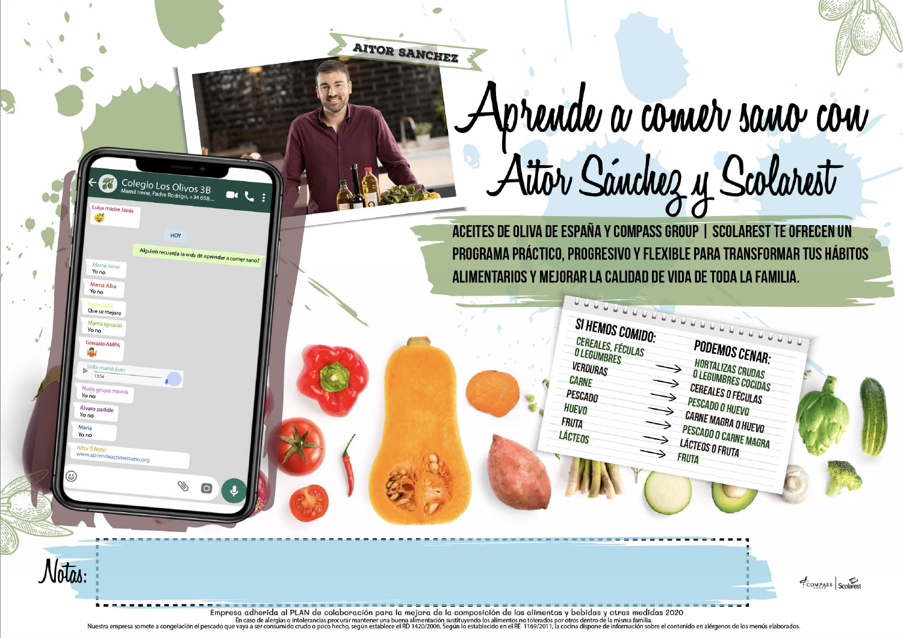AITOR SANCHEZ

# Aprende a comer sano con Aitor Sánchez y Scolarest

**ACEITES DE OLIVA DE ESPAÑA Y COMPASS GROUP | SCOLAREST TE OFRECEN UN PROGRAMA PRÁCTICO, PROGRESIVO Y FLEXIBLE PARA TRANSFORMAR TUS HÁBITOS ALIMENTARIOS Y MEJORAR LA CALIDAD DE VIDA DE TODA LA FAMILIA.**

Colegio Los Olivos 3B
Mamá Irene, Padre Rodrigo, +34 658...

Luisa madre Jesús

HOY

Alguien recuerda la web de aprender a comer sano?

Mamá Irene
Yo no

Mamá Alba
Yo no

Papá Julio
Que se mejore

Mamá Ignacio
Yo no

Gonzalo AMPA

Sofía mamá Juan
13:54

Nuria grupo mamis
Yo no

Álvaro paddle
Yo no

María
Yo no

Aitor S Nutri
www.aprendeacomersano.org

| SI HEMOS COMIDO: | PODEMOS CENAR: |
| --- | --- |
| CEREALES, FÉCULAS O LEGUMBRES | HORTALIZAS CRUDAS O LEGUMBRES COCIDAS |
| VERDURAS | CEREALES O FÉCULAS |
| CARNE | PESCADO O HUEVO |
| PESCADO | CARNE MAGRA O HUEVO |
| HUEVO | PESCADO O CARNE MAGRA |
| FRUTA | LÁCTEOS O FRUTA |
| LÁCTEOS | FRUTA |

Notas:

COMPASS GROUP | Scolarest

Empresa adherida al PLAN de colaboración para la mejora de la composición de los alimentos y bebidas y otras medidas 2020

En caso de alergias o intolerancias procurar mantener una buena alimentación sustituyendo los alimentos no tolerados por otros dentro de la misma familia.

Nuestra empresa somete a congelación el pescado que vaya a ser consumido crudo o poco hecho, según establece el RD 1420/2006. Según lo establecido en el RE 1169/2011, la cocina dispone de información sobre el contenido en alérgenos de los menús elaborados.